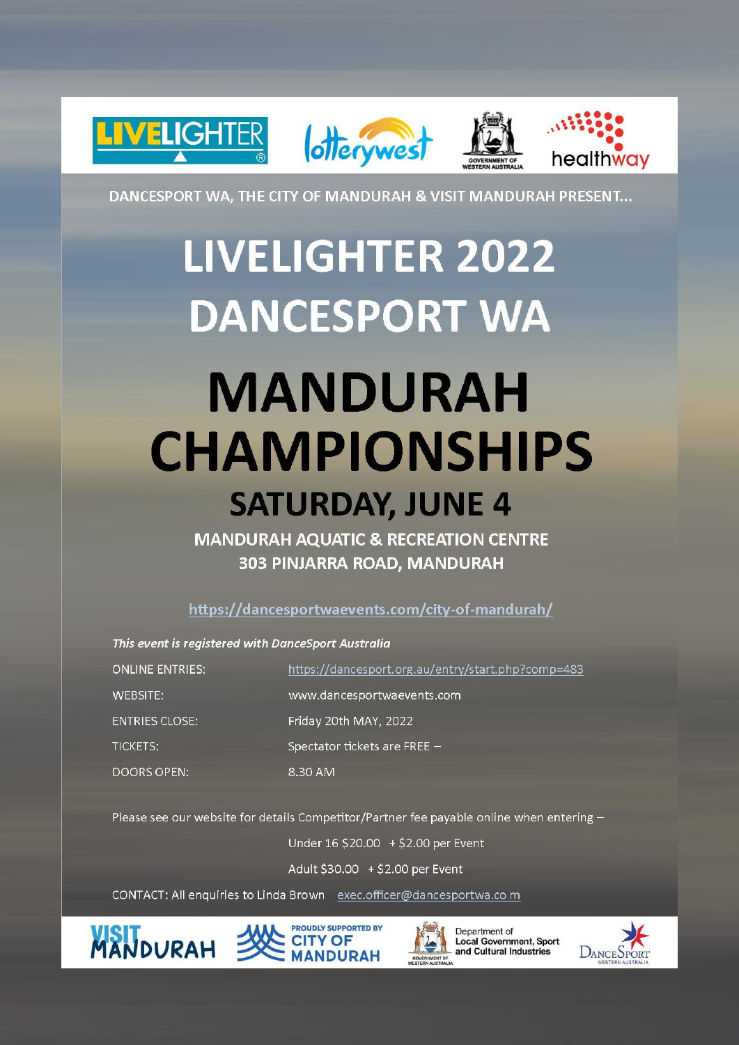DANCESPORT WA, THE CITY OF MANDURAH & VISIT MANDURAH PRESENT...

# LIVELIGHTER 2022 DANCESPORT WA

# MANDURAH CHAMPIONSHIPS

## SATURDAY, JUNE 4

**MANDURAH AQUATIC & RECREATION CENTRE**
**303 PINJARRA ROAD, MANDURAH**

https://dancesportwaevents.com/city-of-mandurah/

***This event is registered with DanceSport Australia***

| | |
|---|---|
| ONLINE ENTRIES: | https://dancesport.org.au/entry/start.php?comp=483 |
| WEBSITE: | www.dancesportwaevents.com |
| ENTRIES CLOSE: | Friday 20th MAY, 2022 |
| TICKETS: | Spectator tickets are FREE – |
| DOORS OPEN: | 8.30 AM |

Please see our website for details Competitor/Partner fee payable online when entering –

Under 16 $20.00 + $2.00 per Event

Adult $30.00 + $2.00 per Event

CONTACT: All enquiries to Linda Brown exec.officer@dancesportwa.co m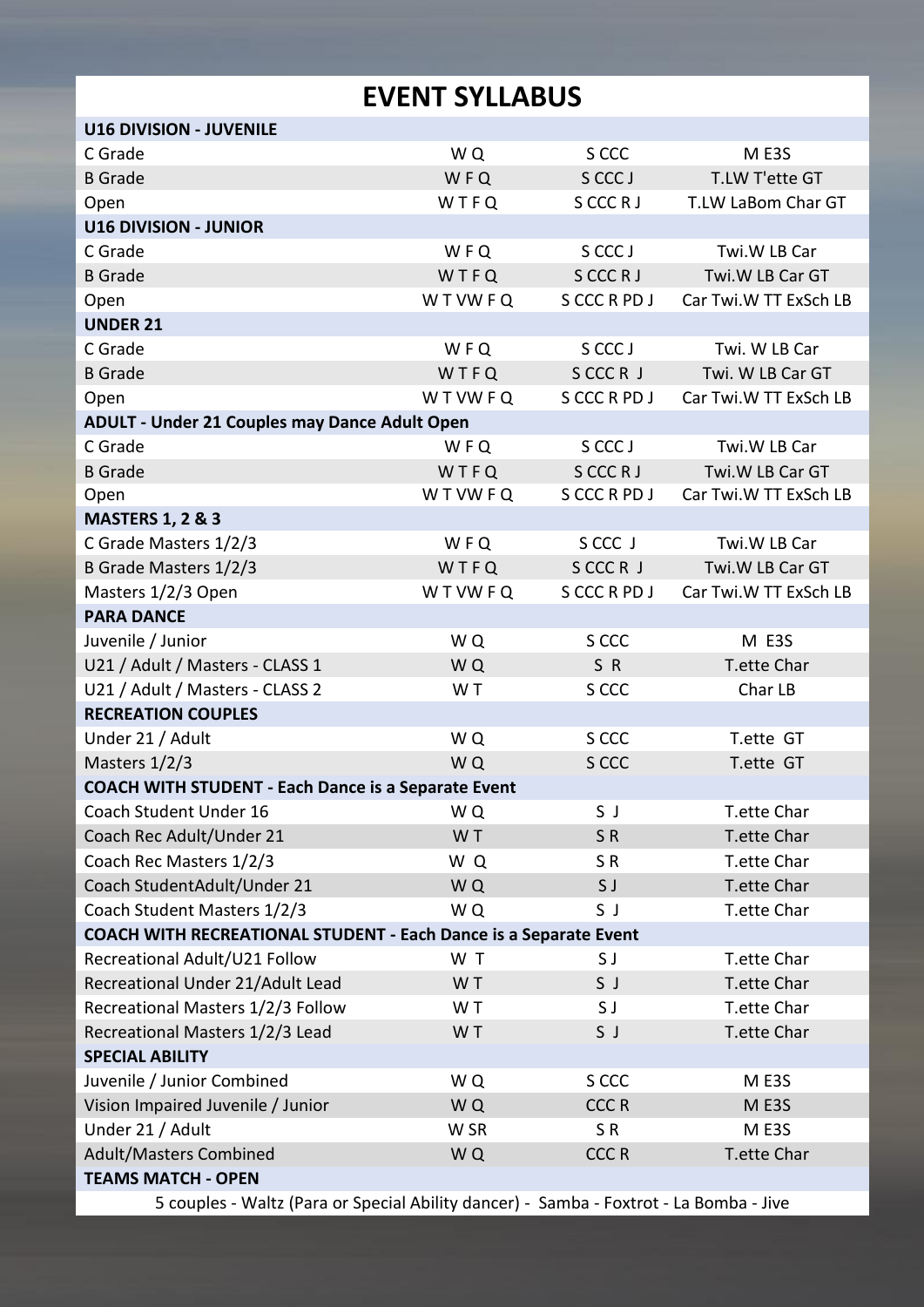# EVENT SYLLABUS

| | | | |
|---|---|---|---|
| **U16 DIVISION - JUVENILE** | | | |
| C Grade | W Q | S CCC | M E3S |
| B Grade | W F Q | S CCC J | T.LW T'ette GT |
| Open | W T F Q | S CCC R J | T.LW LaBom Char GT |
| **U16 DIVISION - JUNIOR** | | | |
| C Grade | W F Q | S CCC J | Twi.W LB Car |
| B Grade | W T F Q | S CCC R J | Twi.W LB Car GT |
| Open | W T VW F Q | S CCC R PD J | Car Twi.W TT ExSch LB |
| **UNDER 21** | | | |
| C Grade | W F Q | S CCC J | Twi. W LB Car |
| B Grade | W T F Q | S CCC R J | Twi. W LB Car GT |
| Open | W T VW F Q | S CCC R PD J | Car Twi.W TT ExSch LB |
| **ADULT - Under 21 Couples may Dance Adult Open** | | | |
| C Grade | W F Q | S CCC J | Twi.W LB Car |
| B Grade | W T F Q | S CCC R J | Twi.W LB Car GT |
| Open | W T VW F Q | S CCC R PD J | Car Twi.W TT ExSch LB |
| **MASTERS 1, 2 & 3** | | | |
| C Grade Masters 1/2/3 | W F Q | S CCC J | Twi.W LB Car |
| B Grade Masters 1/2/3 | W T F Q | S CCC R J | Twi.W LB Car GT |
| Masters 1/2/3 Open | W T VW F Q | S CCC R PD J | Car Twi.W TT ExSch LB |
| **PARA DANCE** | | | |
| Juvenile / Junior | W Q | S CCC | M E3S |
| U21 / Adult / Masters - CLASS 1 | W Q | S R | T.ette Char |
| U21 / Adult / Masters - CLASS 2 | W T | S CCC | Char LB |
| **RECREATION COUPLES** | | | |
| Under 21 / Adult | W Q | S CCC | T.ette GT |
| Masters 1/2/3 | W Q | S CCC | T.ette GT |
| **COACH WITH STUDENT - Each Dance is a Separate Event** | | | |
| Coach Student Under 16 | W Q | S J | T.ette Char |
| Coach Rec Adult/Under 21 | W T | S R | T.ette Char |
| Coach Rec Masters 1/2/3 | W Q | S R | T.ette Char |
| Coach StudentAdult/Under 21 | W Q | S J | T.ette Char |
| Coach Student Masters 1/2/3 | W Q | S J | T.ette Char |
| **COACH WITH RECREATIONAL STUDENT - Each Dance is a Separate Event** | | | |
| Recreational Adult/U21 Follow | W T | S J | T.ette Char |
| Recreational Under 21/Adult Lead | W T | S J | T.ette Char |
| Recreational Masters 1/2/3 Follow | W T | S J | T.ette Char |
| Recreational Masters 1/2/3 Lead | W T | S J | T.ette Char |
| **SPECIAL ABILITY** | | | |
| Juvenile / Junior Combined | W Q | S CCC | M E3S |
| Vision Impaired Juvenile / Junior | W Q | CCC R | M E3S |
| Under 21 / Adult | W SR | S R | M E3S |
| Adult/Masters Combined | W Q | CCC R | T.ette Char |
| **TEAMS MATCH - OPEN** | | | |

5 couples - Waltz (Para or Special Ability dancer) - Samba - Foxtrot - La Bomba - Jive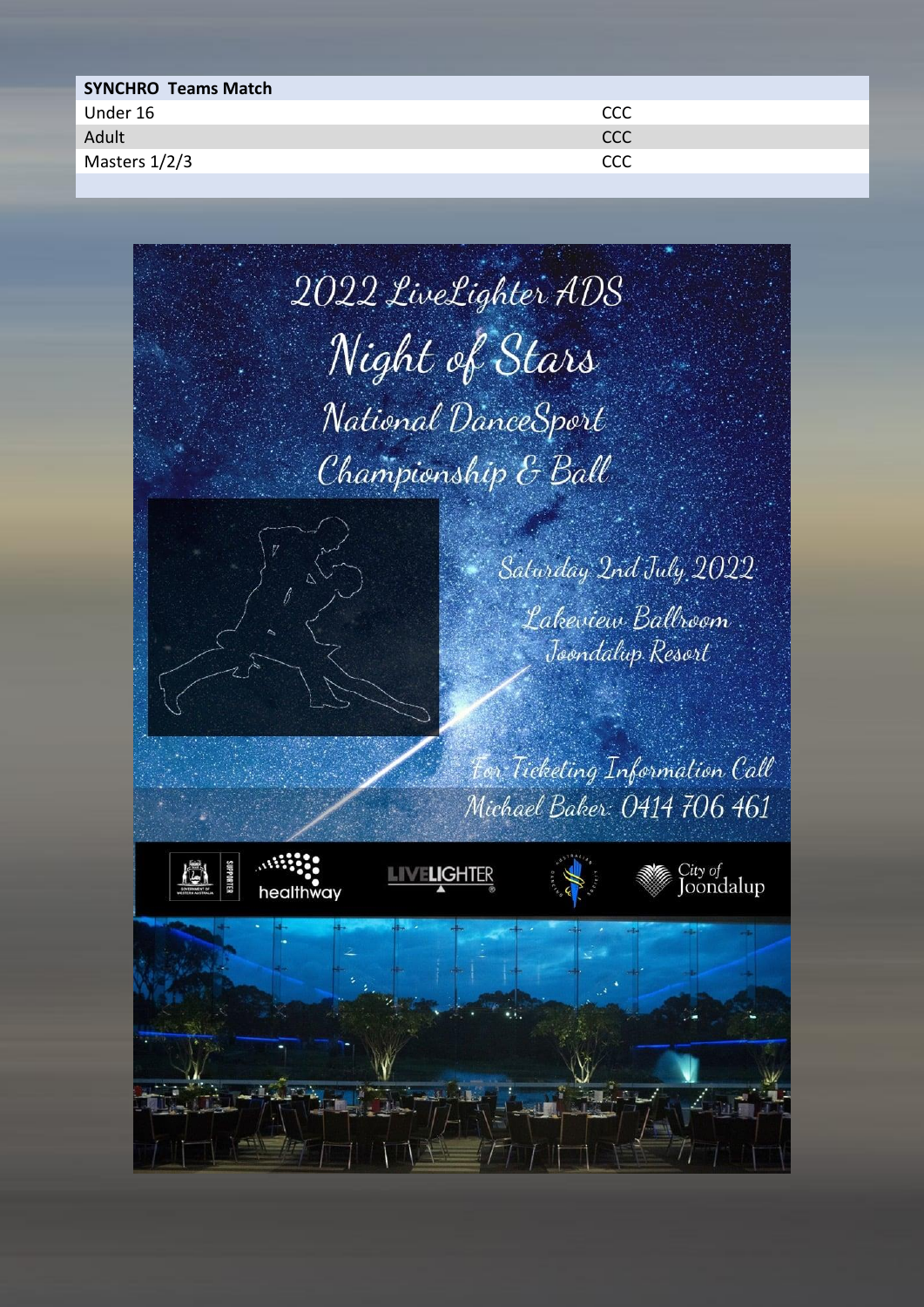| SYNCHRO Teams Match | |
| --- | --- |
| Under 16 | CCC |
| Adult | CCC |
| Masters 1/2/3 | CCC |

2022 LiveLighter ADS

Night of Stars

National DanceSport Championship & Ball

Saturday 2nd July 2022

Lakeview Ballroom
Joondalup Resort

For Ticketing Information Call
Michael Baker: 0414 706 461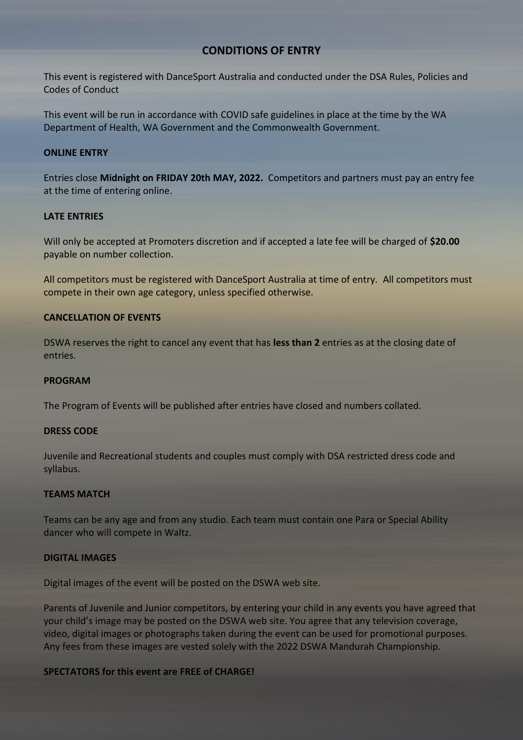# CONDITIONS OF ENTRY

This event is registered with DanceSport Australia and conducted under the DSA Rules, Policies and Codes of Conduct

This event will be run in accordance with COVID safe guidelines in place at the time by the WA Department of Health, WA Government and the Commonwealth Government.

**ONLINE ENTRY**

Entries close **Midnight on FRIDAY 20th MAY, 2022.** Competitors and partners must pay an entry fee at the time of entering online.

**LATE ENTRIES**

Will only be accepted at Promoters discretion and if accepted a late fee will be charged of **$20.00** payable on number collection.

All competitors must be registered with DanceSport Australia at time of entry. All competitors must compete in their own age category, unless specified otherwise.

**CANCELLATION OF EVENTS**

DSWA reserves the right to cancel any event that has **less than 2** entries as at the closing date of entries.

**PROGRAM**

The Program of Events will be published after entries have closed and numbers collated.

**DRESS CODE**

Juvenile and Recreational students and couples must comply with DSA restricted dress code and syllabus.

**TEAMS MATCH**

Teams can be any age and from any studio. Each team must contain one Para or Special Ability dancer who will compete in Waltz.

**DIGITAL IMAGES**

Digital images of the event will be posted on the DSWA web site.

Parents of Juvenile and Junior competitors, by entering your child in any events you have agreed that your child's image may be posted on the DSWA web site. You agree that any television coverage, video, digital images or photographs taken during the event can be used for promotional purposes. Any fees from these images are vested solely with the 2022 DSWA Mandurah Championship.

**SPECTATORS for this event are FREE of CHARGE!**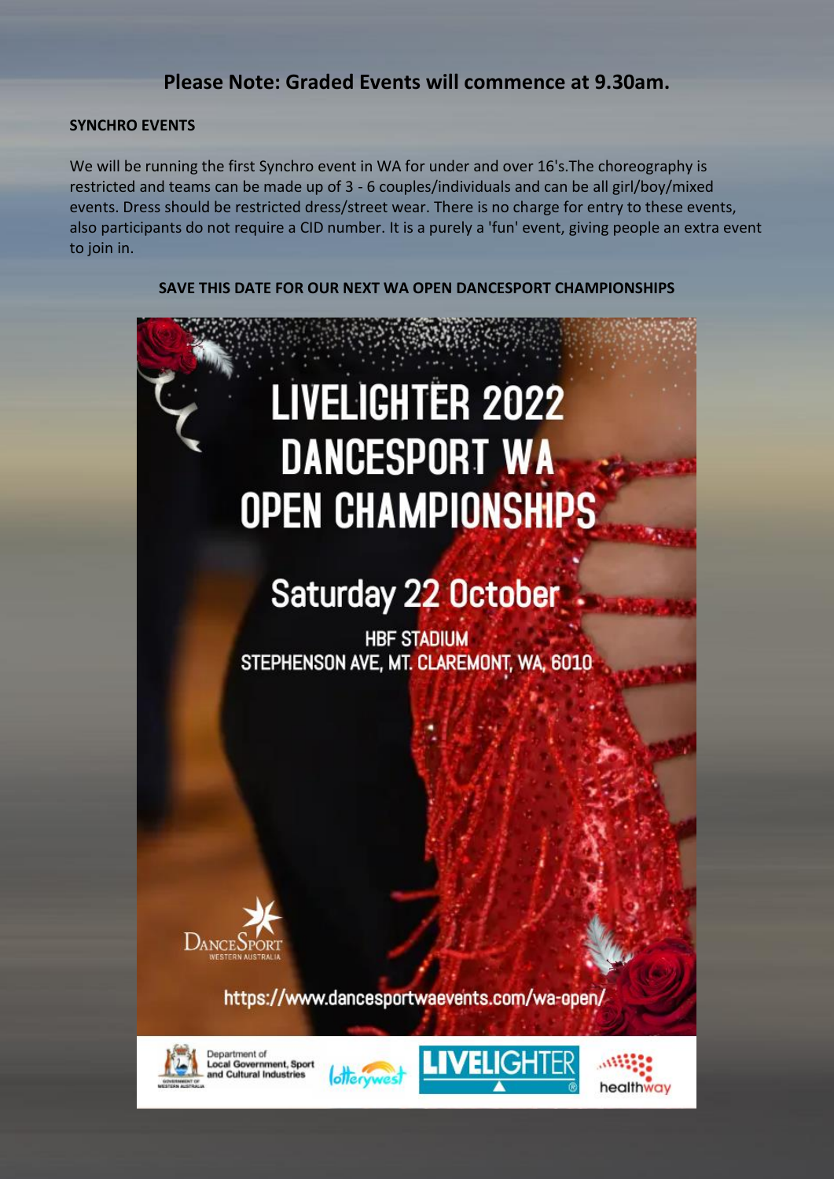## Please Note: Graded Events will commence at 9.30am.

**SYNCHRO EVENTS**

We will be running the first Synchro event in WA for under and over 16's.The choreography is restricted and teams can be made up of 3 - 6 couples/individuals and can be all girl/boy/mixed events. Dress should be restricted dress/street wear. There is no charge for entry to these events, also participants do not require a CID number. It is a purely a 'fun' event, giving people an extra event to join in.

**SAVE THIS DATE FOR OUR NEXT WA OPEN DANCESPORT CHAMPIONSHIPS**

# LIVELIGHTER 2022 DANCESPORT WA OPEN CHAMPIONSHIPS

## Saturday 22 October

HBF STADIUM
STEPHENSON AVE, MT. CLAREMONT, WA, 6010

DanceSport Western Australia

https://www.dancesportwaevents.com/wa-open/

Department of Local Government, Sport and Cultural Industries

Lotterywest

LiveLighter

healthway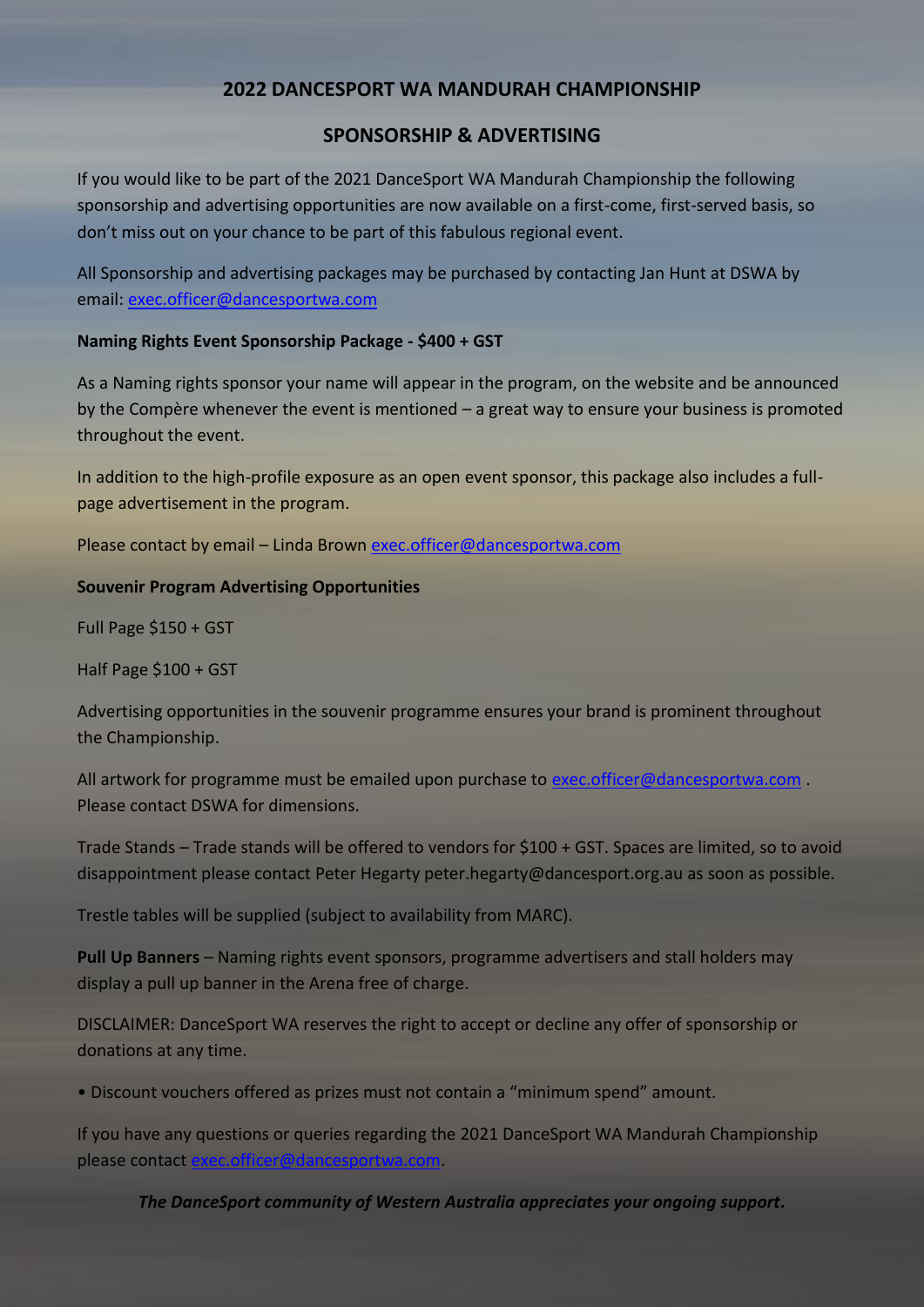## 2022 DANCESPORT WA MANDURAH CHAMPIONSHIP

## SPONSORSHIP & ADVERTISING

If you would like to be part of the 2021 DanceSport WA Mandurah Championship the following sponsorship and advertising opportunities are now available on a first-come, first-served basis, so don't miss out on your chance to be part of this fabulous regional event.

All Sponsorship and advertising packages may be purchased by contacting Jan Hunt at DSWA by email: exec.officer@dancesportwa.com

**Naming Rights Event Sponsorship Package - $400 + GST**

As a Naming rights sponsor your name will appear in the program, on the website and be announced by the Compère whenever the event is mentioned – a great way to ensure your business is promoted throughout the event.

In addition to the high-profile exposure as an open event sponsor, this package also includes a full-page advertisement in the program.

Please contact by email – Linda Brown exec.officer@dancesportwa.com

**Souvenir Program Advertising Opportunities**

Full Page $150 + GST

Half Page $100 + GST

Advertising opportunities in the souvenir programme ensures your brand is prominent throughout the Championship.

All artwork for programme must be emailed upon purchase to exec.officer@dancesportwa.com . Please contact DSWA for dimensions.

Trade Stands – Trade stands will be offered to vendors for $100 + GST. Spaces are limited, so to avoid disappointment please contact Peter Hegarty peter.hegarty@dancesport.org.au as soon as possible.

Trestle tables will be supplied (subject to availability from MARC).

**Pull Up Banners** – Naming rights event sponsors, programme advertisers and stall holders may display a pull up banner in the Arena free of charge.

DISCLAIMER: DanceSport WA reserves the right to accept or decline any offer of sponsorship or donations at any time.

- Discount vouchers offered as prizes must not contain a "minimum spend" amount.

If you have any questions or queries regarding the 2021 DanceSport WA Mandurah Championship please contact exec.officer@dancesportwa.com.

***The DanceSport community of Western Australia appreciates your ongoing support.***